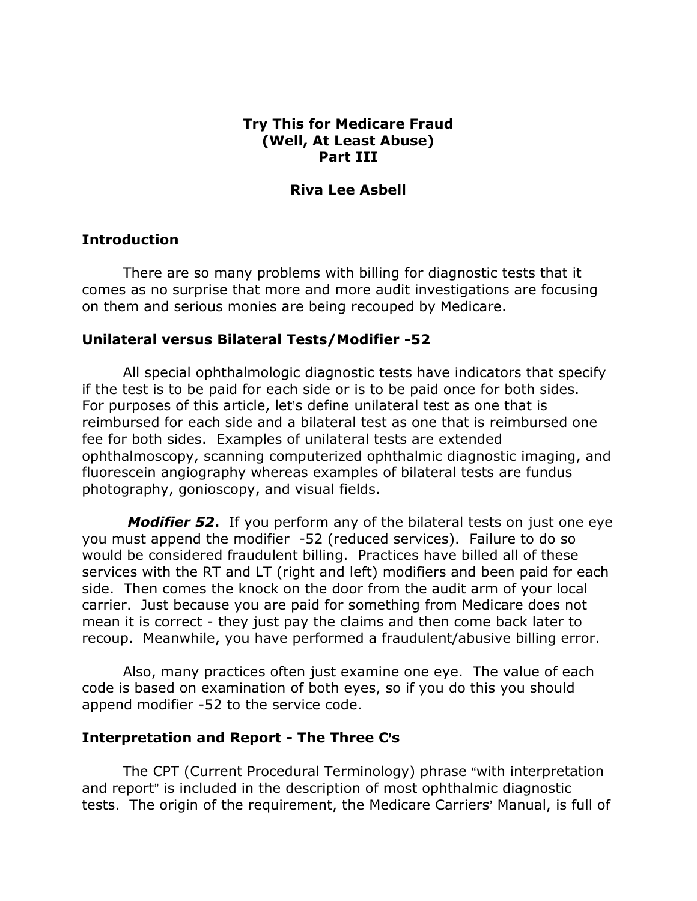# Try This for Medicare Fraud
# (Well, At Least Abuse)
# Part III

**Riva Lee Asbell**

## Introduction

There are so many problems with billing for diagnostic tests that it comes as no surprise that more and more audit investigations are focusing on them and serious monies are being recouped by Medicare.

## Unilateral versus Bilateral Tests/Modifier -52

All special ophthalmologic diagnostic tests have indicators that specify if the test is to be paid for each side or is to be paid once for both sides. For purposes of this article, let's define unilateral test as one that is reimbursed for each side and a bilateral test as one that is reimbursed one fee for both sides. Examples of unilateral tests are extended ophthalmoscopy, scanning computerized ophthalmic diagnostic imaging, and fluorescein angiography whereas examples of bilateral tests are fundus photography, gonioscopy, and visual fields.

***Modifier 52*.** If you perform any of the bilateral tests on just one eye you must append the modifier -52 (reduced services). Failure to do so would be considered fraudulent billing. Practices have billed all of these services with the RT and LT (right and left) modifiers and been paid for each side. Then comes the knock on the door from the audit arm of your local carrier. Just because you are paid for something from Medicare does not mean it is correct - they just pay the claims and then come back later to recoup. Meanwhile, you have performed a fraudulent/abusive billing error.

Also, many practices often just examine one eye. The value of each code is based on examination of both eyes, so if you do this you should append modifier -52 to the service code.

## Interpretation and Report - The Three C's

The CPT (Current Procedural Terminology) phrase "with interpretation and report" is included in the description of most ophthalmic diagnostic tests. The origin of the requirement, the Medicare Carriers' Manual, is full of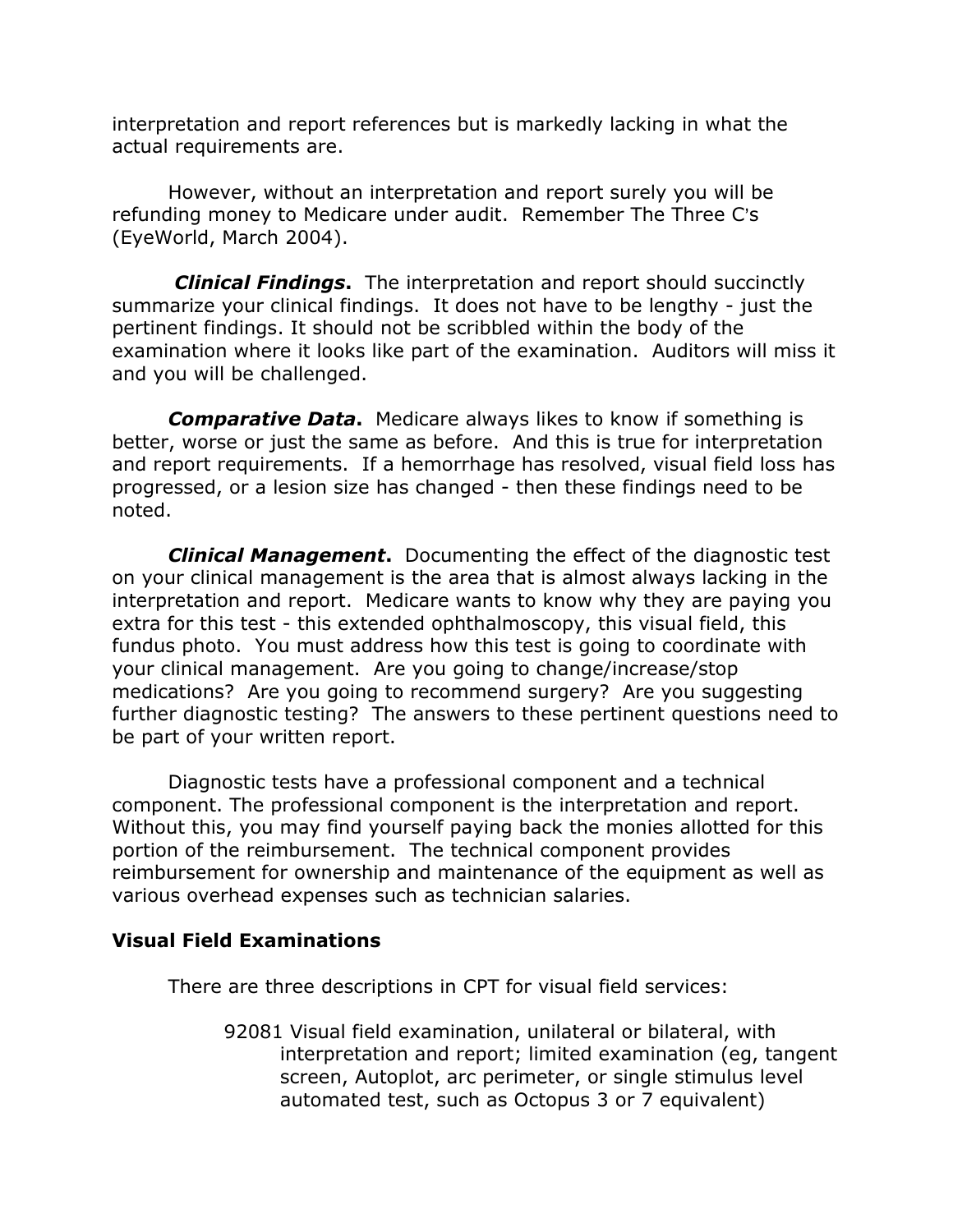interpretation and report references but is markedly lacking in what the actual requirements are.

However, without an interpretation and report surely you will be refunding money to Medicare under audit. Remember The Three C's (EyeWorld, March 2004).

***Clinical Findings*****.** The interpretation and report should succinctly summarize your clinical findings. It does not have to be lengthy - just the pertinent findings. It should not be scribbled within the body of the examination where it looks like part of the examination. Auditors will miss it and you will be challenged.

***Comparative Data*****.** Medicare always likes to know if something is better, worse or just the same as before. And this is true for interpretation and report requirements. If a hemorrhage has resolved, visual field loss has progressed, or a lesion size has changed - then these findings need to be noted.

***Clinical Management*****.** Documenting the effect of the diagnostic test on your clinical management is the area that is almost always lacking in the interpretation and report. Medicare wants to know why they are paying you extra for this test - this extended ophthalmoscopy, this visual field, this fundus photo. You must address how this test is going to coordinate with your clinical management. Are you going to change/increase/stop medications? Are you going to recommend surgery? Are you suggesting further diagnostic testing? The answers to these pertinent questions need to be part of your written report.

Diagnostic tests have a professional component and a technical component. The professional component is the interpretation and report. Without this, you may find yourself paying back the monies allotted for this portion of the reimbursement. The technical component provides reimbursement for ownership and maintenance of the equipment as well as various overhead expenses such as technician salaries.

**Visual Field Examinations**

There are three descriptions in CPT for visual field services:

> 92081 Visual field examination, unilateral or bilateral, with interpretation and report; limited examination (eg, tangent screen, Autoplot, arc perimeter, or single stimulus level automated test, such as Octopus 3 or 7 equivalent)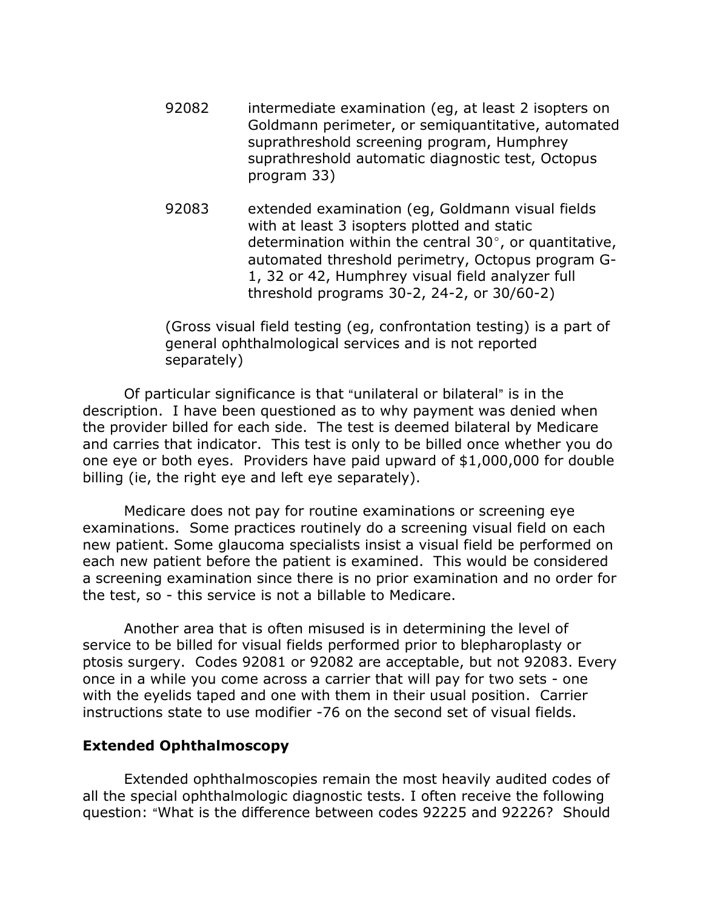92082 intermediate examination (eg, at least 2 isopters on Goldmann perimeter, or semiquantitative, automated suprathreshold screening program, Humphrey suprathreshold automatic diagnostic test, Octopus program 33)

92083 extended examination (eg, Goldmann visual fields with at least 3 isopters plotted and static determination within the central 30°, or quantitative, automated threshold perimetry, Octopus program G-1, 32 or 42, Humphrey visual field analyzer full threshold programs 30-2, 24-2, or 30/60-2)

(Gross visual field testing (eg, confrontation testing) is a part of general ophthalmological services and is not reported separately)

Of particular significance is that "unilateral or bilateral" is in the description. I have been questioned as to why payment was denied when the provider billed for each side. The test is deemed bilateral by Medicare and carries that indicator. This test is only to be billed once whether you do one eye or both eyes. Providers have paid upward of $1,000,000 for double billing (ie, the right eye and left eye separately).

Medicare does not pay for routine examinations or screening eye examinations. Some practices routinely do a screening visual field on each new patient. Some glaucoma specialists insist a visual field be performed on each new patient before the patient is examined. This would be considered a screening examination since there is no prior examination and no order for the test, so - this service is not a billable to Medicare.

Another area that is often misused is in determining the level of service to be billed for visual fields performed prior to blepharoplasty or ptosis surgery. Codes 92081 or 92082 are acceptable, but not 92083. Every once in a while you come across a carrier that will pay for two sets - one with the eyelids taped and one with them in their usual position. Carrier instructions state to use modifier -76 on the second set of visual fields.

**Extended Ophthalmoscopy**

Extended ophthalmoscopies remain the most heavily audited codes of all the special ophthalmologic diagnostic tests. I often receive the following question: "What is the difference between codes 92225 and 92226? Should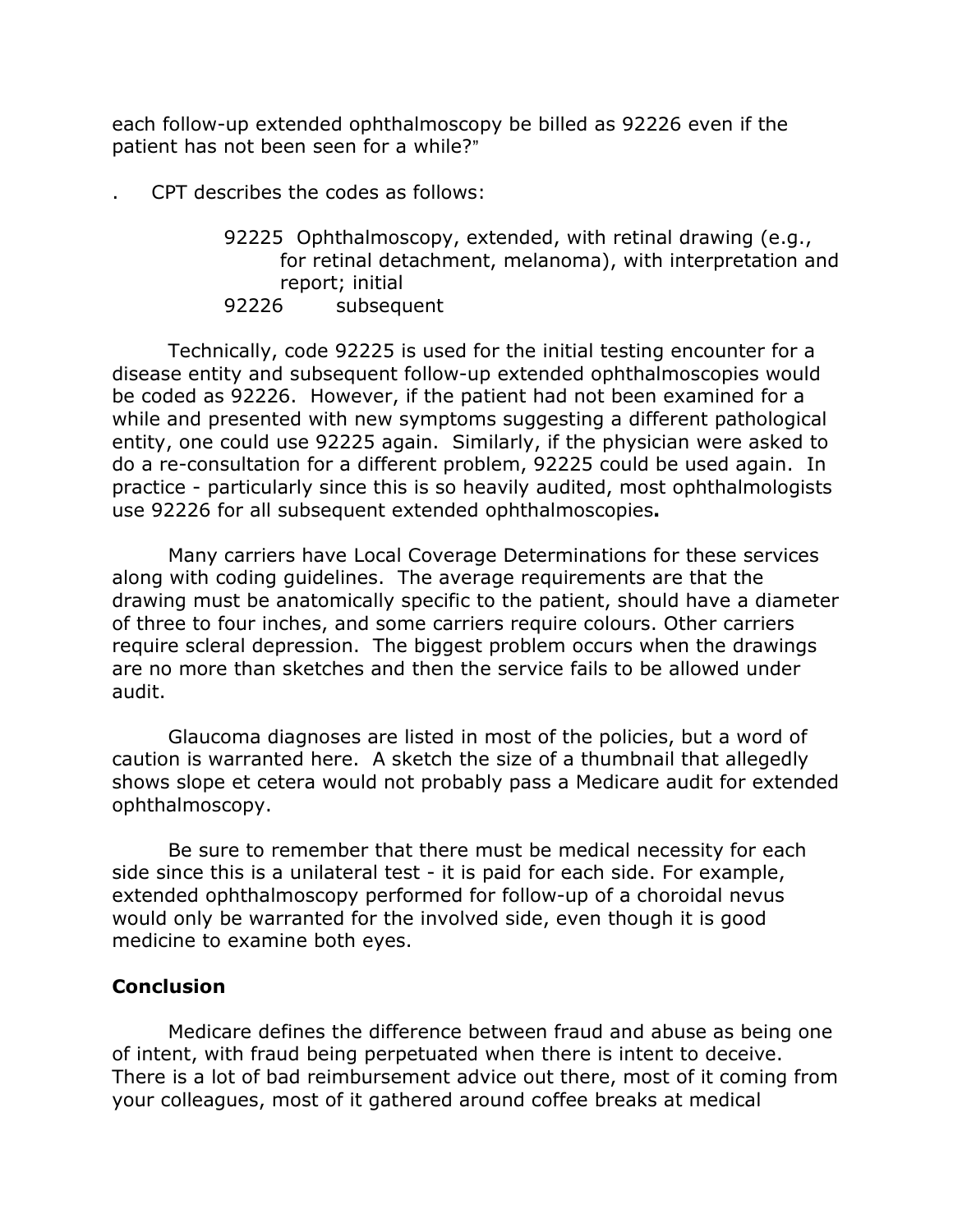each follow-up extended ophthalmoscopy be billed as 92226 even if the patient has not been seen for a while?"

. CPT describes the codes as follows:

> 92225 Ophthalmoscopy, extended, with retinal drawing (e.g., for retinal detachment, melanoma), with interpretation and report; initial
> 92226 subsequent

Technically, code 92225 is used for the initial testing encounter for a disease entity and subsequent follow-up extended ophthalmoscopies would be coded as 92226. However, if the patient had not been examined for a while and presented with new symptoms suggesting a different pathological entity, one could use 92225 again. Similarly, if the physician were asked to do a re-consultation for a different problem, 92225 could be used again. In practice - particularly since this is so heavily audited, most ophthalmologists use 92226 for all subsequent extended ophthalmoscopies**.**

Many carriers have Local Coverage Determinations for these services along with coding guidelines. The average requirements are that the drawing must be anatomically specific to the patient, should have a diameter of three to four inches, and some carriers require colours. Other carriers require scleral depression. The biggest problem occurs when the drawings are no more than sketches and then the service fails to be allowed under audit.

Glaucoma diagnoses are listed in most of the policies, but a word of caution is warranted here. A sketch the size of a thumbnail that allegedly shows slope et cetera would not probably pass a Medicare audit for extended ophthalmoscopy.

Be sure to remember that there must be medical necessity for each side since this is a unilateral test - it is paid for each side. For example, extended ophthalmoscopy performed for follow-up of a choroidal nevus would only be warranted for the involved side, even though it is good medicine to examine both eyes.

## Conclusion

Medicare defines the difference between fraud and abuse as being one of intent, with fraud being perpetuated when there is intent to deceive. There is a lot of bad reimbursement advice out there, most of it coming from your colleagues, most of it gathered around coffee breaks at medical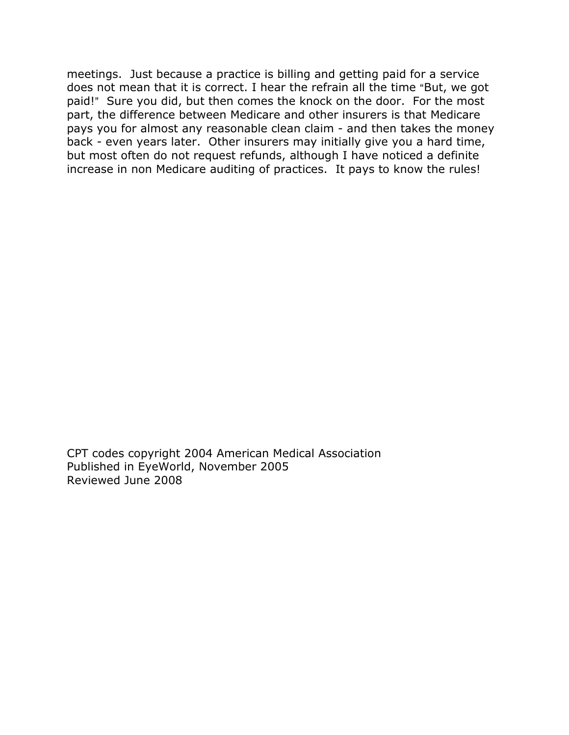meetings. Just because a practice is billing and getting paid for a service does not mean that it is correct. I hear the refrain all the time "But, we got paid!" Sure you did, but then comes the knock on the door. For the most part, the difference between Medicare and other insurers is that Medicare pays you for almost any reasonable clean claim - and then takes the money back - even years later. Other insurers may initially give you a hard time, but most often do not request refunds, although I have noticed a definite increase in non Medicare auditing of practices. It pays to know the rules!

CPT codes copyright 2004 American Medical Association
Published in EyeWorld, November 2005
Reviewed June 2008